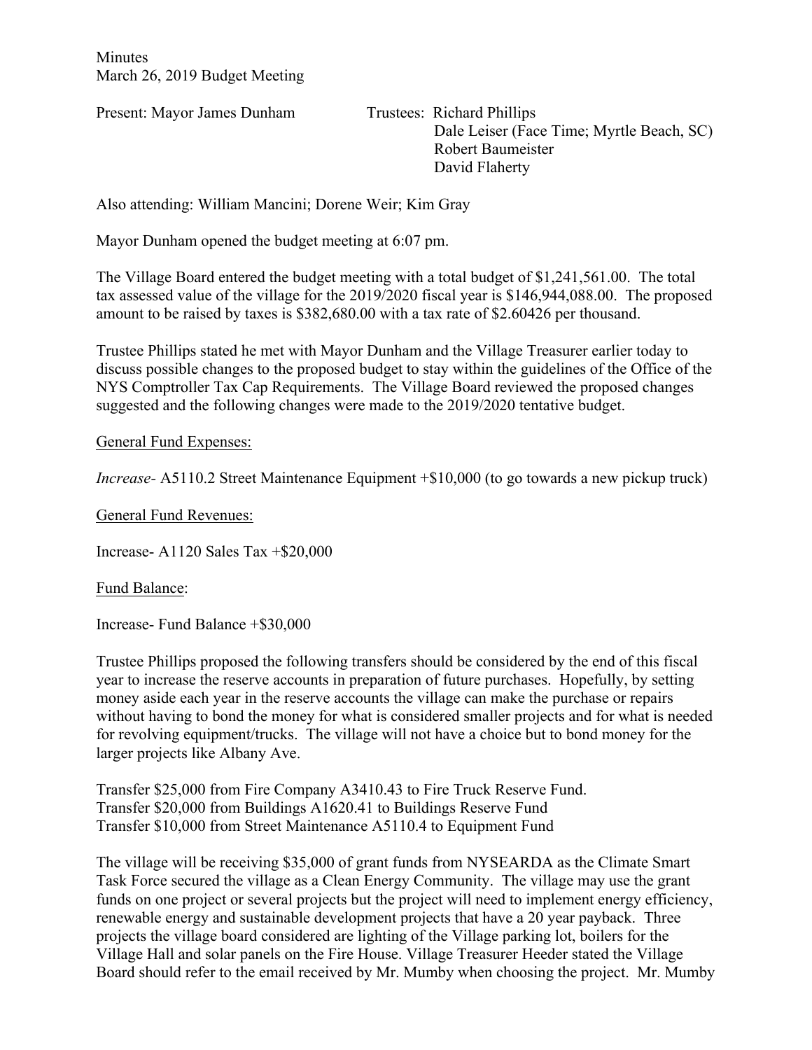Minutes
March 26, 2019 Budget Meeting

Present: Mayor James Dunham

Trustees: Richard Phillips
Dale Leiser (Face Time; Myrtle Beach, SC)
Robert Baumeister
David Flaherty

Also attending: William Mancini; Dorene Weir; Kim Gray

Mayor Dunham opened the budget meeting at 6:07 pm.

The Village Board entered the budget meeting with a total budget of $1,241,561.00. The total tax assessed value of the village for the 2019/2020 fiscal year is $146,944,088.00. The proposed amount to be raised by taxes is $382,680.00 with a tax rate of $2.60426 per thousand.

Trustee Phillips stated he met with Mayor Dunham and the Village Treasurer earlier today to discuss possible changes to the proposed budget to stay within the guidelines of the Office of the NYS Comptroller Tax Cap Requirements. The Village Board reviewed the proposed changes suggested and the following changes were made to the 2019/2020 tentative budget.

<u>General Fund Expenses:</u>

*Increase-* A5110.2 Street Maintenance Equipment +$10,000 (to go towards a new pickup truck)

<u>General Fund Revenues:</u>

Increase- A1120 Sales Tax +$20,000

<u>Fund Balance</u>:

Increase- Fund Balance +$30,000

Trustee Phillips proposed the following transfers should be considered by the end of this fiscal year to increase the reserve accounts in preparation of future purchases. Hopefully, by setting money aside each year in the reserve accounts the village can make the purchase or repairs without having to bond the money for what is considered smaller projects and for what is needed for revolving equipment/trucks. The village will not have a choice but to bond money for the larger projects like Albany Ave.

Transfer $25,000 from Fire Company A3410.43 to Fire Truck Reserve Fund.
Transfer $20,000 from Buildings A1620.41 to Buildings Reserve Fund
Transfer $10,000 from Street Maintenance A5110.4 to Equipment Fund

The village will be receiving $35,000 of grant funds from NYSEARDA as the Climate Smart Task Force secured the village as a Clean Energy Community. The village may use the grant funds on one project or several projects but the project will need to implement energy efficiency, renewable energy and sustainable development projects that have a 20 year payback. Three projects the village board considered are lighting of the Village parking lot, boilers for the Village Hall and solar panels on the Fire House. Village Treasurer Heeder stated the Village Board should refer to the email received by Mr. Mumby when choosing the project. Mr. Mumby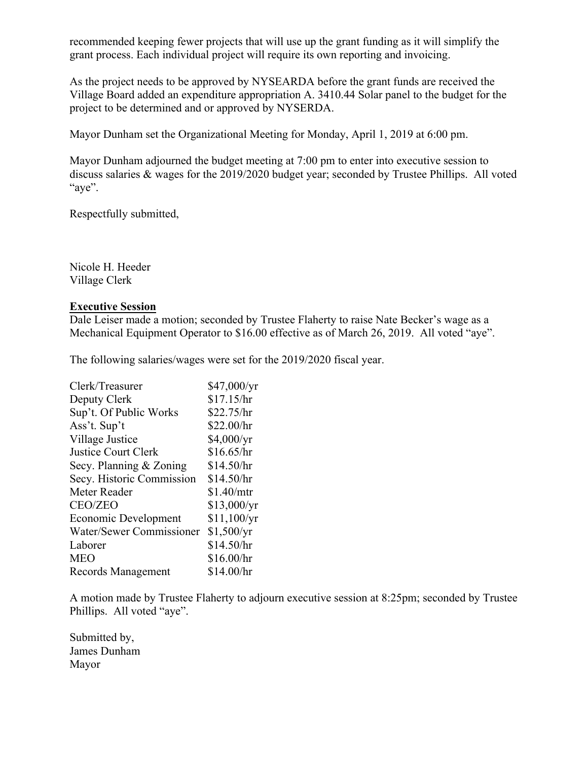recommended keeping fewer projects that will use up the grant funding as it will simplify the grant process. Each individual project will require its own reporting and invoicing.

As the project needs to be approved by NYSEARDA before the grant funds are received the Village Board added an expenditure appropriation A. 3410.44 Solar panel to the budget for the project to be determined and or approved by NYSERDA.

Mayor Dunham set the Organizational Meeting for Monday, April 1, 2019 at 6:00 pm.

Mayor Dunham adjourned the budget meeting at 7:00 pm to enter into executive session to discuss salaries & wages for the 2019/2020 budget year; seconded by Trustee Phillips. All voted "aye".

Respectfully submitted,

Nicole H. Heeder
Village Clerk

## Executive Session

Dale Leiser made a motion; seconded by Trustee Flaherty to raise Nate Becker's wage as a Mechanical Equipment Operator to $16.00 effective as of March 26, 2019. All voted "aye".

The following salaries/wages were set for the 2019/2020 fiscal year.

| | |
|---|---|
| Clerk/Treasurer | $47,000/yr |
| Deputy Clerk | $17.15/hr |
| Sup't. Of Public Works | $22.75/hr |
| Ass't. Sup't | $22.00/hr |
| Village Justice | $4,000/yr |
| Justice Court Clerk | $16.65/hr |
| Secy. Planning & Zoning | $14.50/hr |
| Secy. Historic Commission | $14.50/hr |
| Meter Reader | $1.40/mtr |
| CEO/ZEO | $13,000/yr |
| Economic Development | $11,100/yr |
| Water/Sewer Commissioner | $1,500/yr |
| Laborer | $14.50/hr |
| MEO | $16.00/hr |
| Records Management | $14.00/hr |

A motion made by Trustee Flaherty to adjourn executive session at 8:25pm; seconded by Trustee Phillips. All voted "aye".

Submitted by,
James Dunham
Mayor